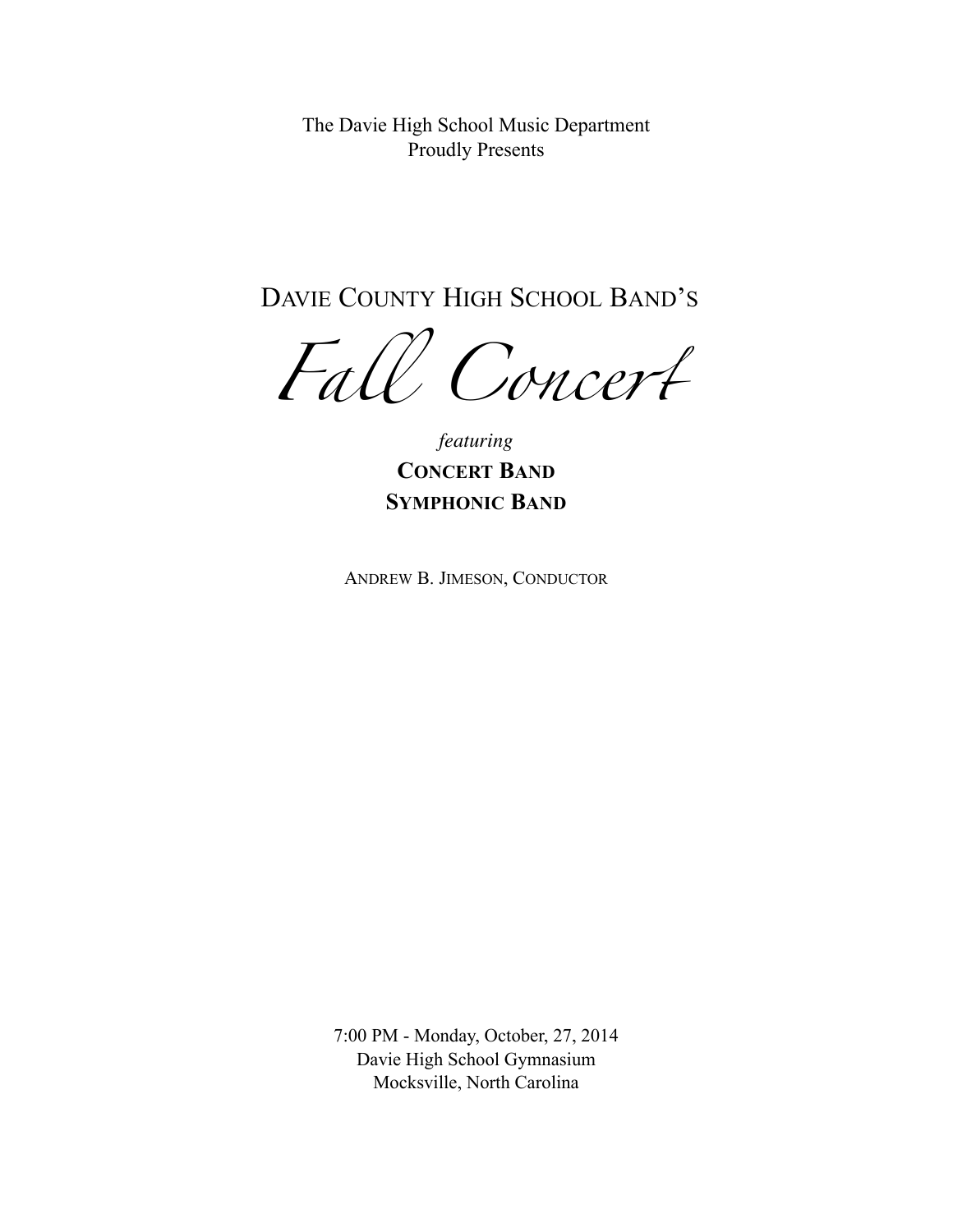The Davie High School Music Department
Proudly Presents

# DAVIE COUNTY HIGH SCHOOL BAND'S

# *Fall Concert*

*featuring*

**CONCERT BAND**

**SYMPHONIC BAND**

ANDREW B. JIMESON, CONDUCTOR

7:00 PM - Monday, October, 27, 2014
Davie High School Gymnasium
Mocksville, North Carolina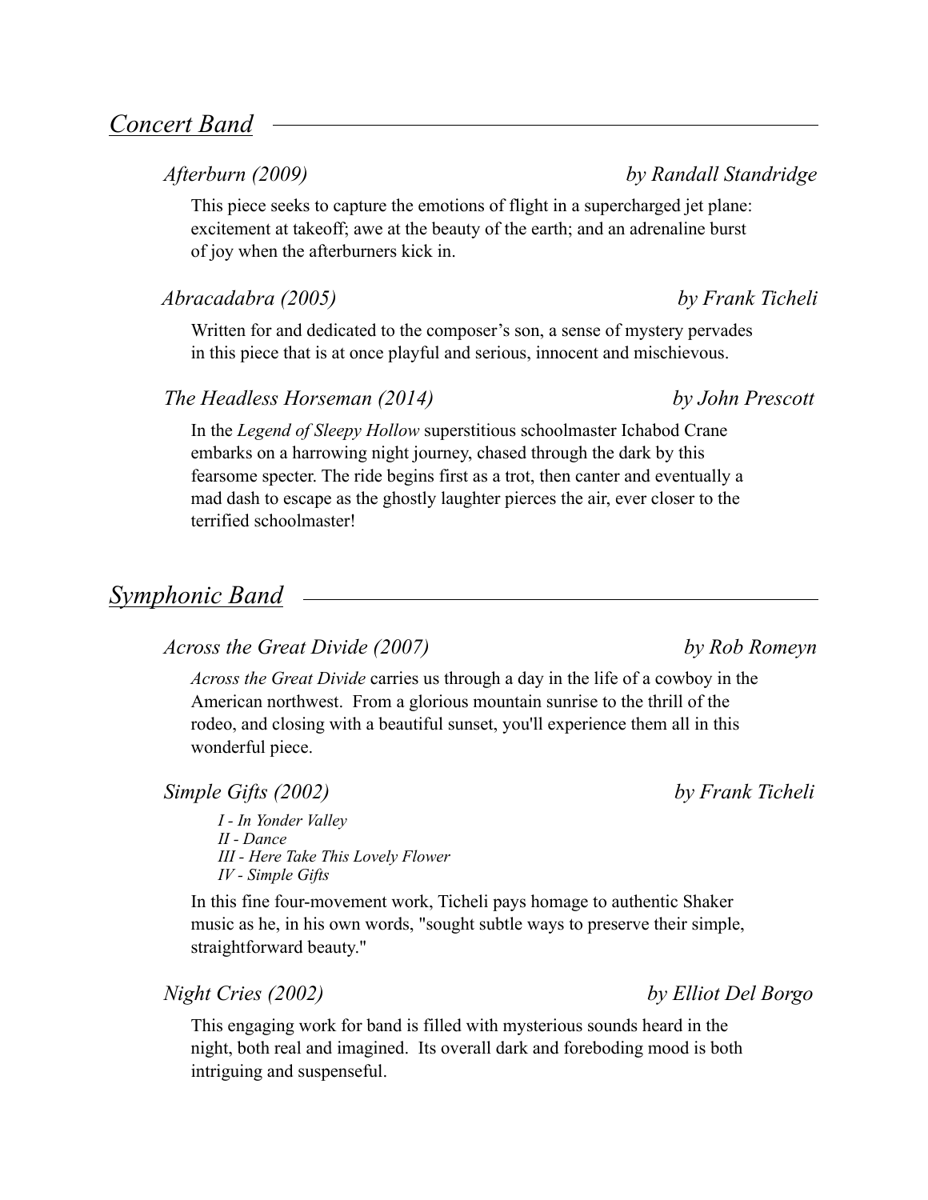## *Concert Band*

### *Afterburn (2009)* — *by Randall Standridge*

This piece seeks to capture the emotions of flight in a supercharged jet plane: excitement at takeoff; awe at the beauty of the earth; and an adrenaline burst of joy when the afterburners kick in.

### *Abracadabra (2005)* — *by Frank Ticheli*

Written for and dedicated to the composer's son, a sense of mystery pervades in this piece that is at once playful and serious, innocent and mischievous.

### *The Headless Horseman (2014)* — *by John Prescott*

In the *Legend of Sleepy Hollow* superstitious schoolmaster Ichabod Crane embarks on a harrowing night journey, chased through the dark by this fearsome specter. The ride begins first as a trot, then canter and eventually a mad dash to escape as the ghostly laughter pierces the air, ever closer to the terrified schoolmaster!

## *Symphonic Band*

### *Across the Great Divide (2007)* — *by Rob Romeyn*

*Across the Great Divide* carries us through a day in the life of a cowboy in the American northwest. From a glorious mountain sunrise to the thrill of the rodeo, and closing with a beautiful sunset, you'll experience them all in this wonderful piece.

### *Simple Gifts (2002)* — *by Frank Ticheli*

*I - In Yonder Valley*
*II - Dance*
*III - Here Take This Lovely Flower*
*IV - Simple Gifts*

In this fine four-movement work, Ticheli pays homage to authentic Shaker music as he, in his own words, "sought subtle ways to preserve their simple, straightforward beauty."

### *Night Cries (2002)* — *by Elliot Del Borgo*

This engaging work for band is filled with mysterious sounds heard in the night, both real and imagined. Its overall dark and foreboding mood is both intriguing and suspenseful.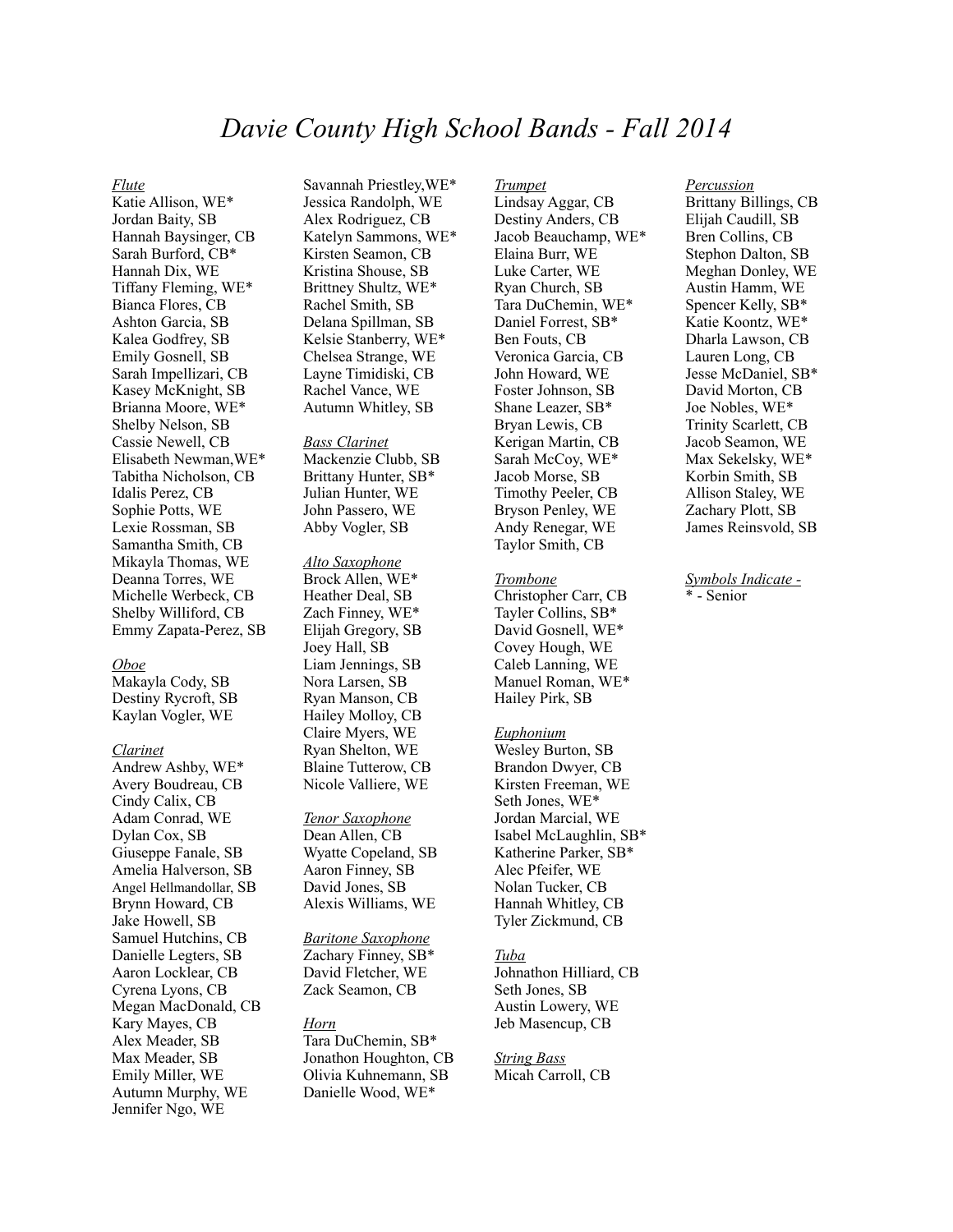// Davie County High School Bands - Fall 2014

# *Davie County High School Bands - Fall 2014*

*Flute*
Katie Allison, WE*
Jordan Baity, SB
Hannah Baysinger, CB
Sarah Burford, CB*
Hannah Dix, WE
Tiffany Fleming, WE*
Bianca Flores, CB
Ashton Garcia, SB
Kalea Godfrey, SB
Emily Gosnell, SB
Sarah Impellizari, CB
Kasey McKnight, SB
Brianna Moore, WE*
Shelby Nelson, SB
Cassie Newell, CB
Elisabeth Newman,WE*
Tabitha Nicholson, CB
Idalis Perez, CB
Sophie Potts, WE
Lexie Rossman, SB
Samantha Smith, CB
Mikayla Thomas, WE
Deanna Torres, WE
Michelle Werbeck, CB
Shelby Williford, CB
Emmy Zapata-Perez, SB

*Oboe*
Makayla Cody, SB
Destiny Rycroft, SB
Kaylan Vogler, WE

*Clarinet*
Andrew Ashby, WE*
Avery Boudreau, CB
Cindy Calix, CB
Adam Conrad, WE
Dylan Cox, SB
Giuseppe Fanale, SB
Amelia Halverson, SB
Angel Hellmandollar, SB
Brynn Howard, CB
Jake Howell, SB
Samuel Hutchins, CB
Danielle Legters, SB
Aaron Locklear, CB
Cyrena Lyons, CB
Megan MacDonald, CB
Kary Mayes, CB
Alex Meader, SB
Max Meader, SB
Emily Miller, WE
Autumn Murphy, WE
Jennifer Ngo, WE
Savannah Priestley,WE*
Jessica Randolph, WE
Alex Rodriguez, CB
Katelyn Sammons, WE*
Kirsten Seamon, CB
Kristina Shouse, SB
Brittney Shultz, WE*
Rachel Smith, SB
Delana Spillman, SB
Kelsie Stanberry, WE*
Chelsea Strange, WE
Layne Timidiski, CB
Rachel Vance, WE
Autumn Whitley, SB

*Bass Clarinet*
Mackenzie Clubb, SB
Brittany Hunter, SB*
Julian Hunter, WE
John Passero, WE
Abby Vogler, SB

*Alto Saxophone*
Brock Allen, WE*
Heather Deal, SB
Zach Finney, WE*
Elijah Gregory, SB
Joey Hall, SB
Liam Jennings, SB
Nora Larsen, SB
Ryan Manson, CB
Hailey Molloy, CB
Claire Myers, WE
Ryan Shelton, WE
Blaine Tutterow, CB
Nicole Valliere, WE

*Tenor Saxophone*
Dean Allen, CB
Wyatte Copeland, SB
Aaron Finney, SB
David Jones, SB
Alexis Williams, WE

*Baritone Saxophone*
Zachary Finney, SB*
David Fletcher, WE
Zack Seamon, CB

*Horn*
Tara DuChemin, SB*
Jonathon Houghton, CB
Olivia Kuhnemann, SB
Danielle Wood, WE*

*Trumpet*
Lindsay Aggar, CB
Destiny Anders, CB
Jacob Beauchamp, WE*
Elaina Burr, WE
Luke Carter, WE
Ryan Church, SB
Tara DuChemin, WE*
Daniel Forrest, SB*
Ben Fouts, CB
Veronica Garcia, CB
John Howard, WE
Foster Johnson, SB
Shane Leazer, SB*
Bryan Lewis, CB
Kerigan Martin, CB
Sarah McCoy, WE*
Jacob Morse, SB
Timothy Peeler, CB
Bryson Penley, WE
Andy Renegar, WE
Taylor Smith, CB

*Trombone*
Christopher Carr, CB
Tayler Collins, SB*
David Gosnell, WE*
Covey Hough, WE
Caleb Lanning, WE
Manuel Roman, WE*
Hailey Pirk, SB

*Euphonium*
Wesley Burton, SB
Brandon Dwyer, CB
Kirsten Freeman, WE
Seth Jones, WE*
Jordan Marcial, WE
Isabel McLaughlin, SB*
Katherine Parker, SB*
Alec Pfeifer, WE
Nolan Tucker, CB
Hannah Whitley, CB
Tyler Zickmund, CB

*Tuba*
Johnathon Hilliard, CB
Seth Jones, SB
Austin Lowery, WE
Jeb Masencup, CB

*String Bass*
Micah Carroll, CB

*Percussion*
Brittany Billings, CB
Elijah Caudill, SB
Bren Collins, CB
Stephon Dalton, SB
Meghan Donley, WE
Austin Hamm, WE
Spencer Kelly, SB*
Katie Koontz, WE*
Dharla Lawson, CB
Lauren Long, CB
Jesse McDaniel, SB*
David Morton, CB
Joe Nobles, WE*
Trinity Scarlett, CB
Jacob Seamon, WE
Max Sekelsky, WE*
Korbin Smith, SB
Allison Staley, WE
Zachary Plott, SB
James Reinsvold, SB

*Symbols Indicate -*
\* - Senior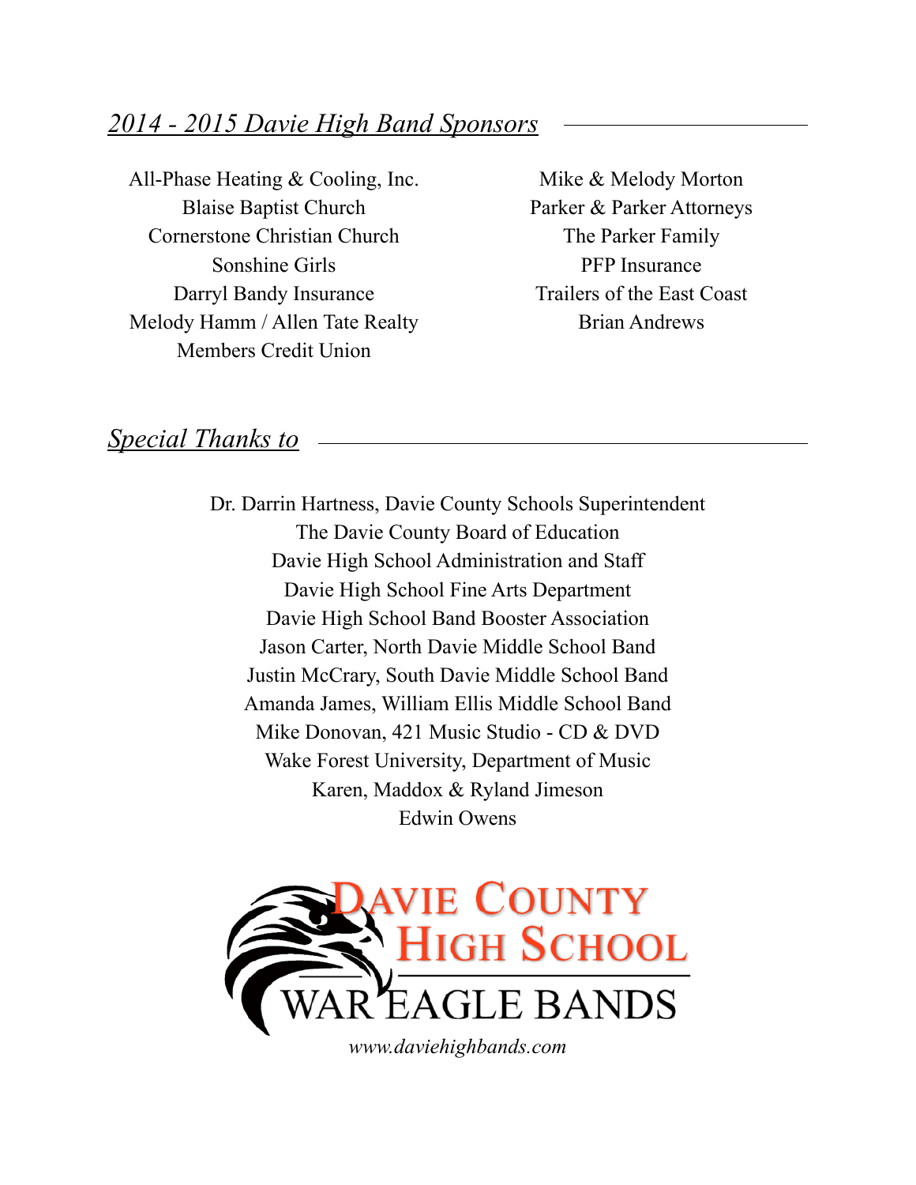## *2014 - 2015 Davie High Band Sponsors*

All-Phase Heating & Cooling, Inc.
Blaise Baptist Church
Cornerstone Christian Church
Sonshine Girls
Darryl Bandy Insurance
Melody Hamm / Allen Tate Realty
Members Credit Union
Mike & Melody Morton
Parker & Parker Attorneys
The Parker Family
PFP Insurance
Trailers of the East Coast
Brian Andrews

## *Special Thanks to*

Dr. Darrin Hartness, Davie County Schools Superintendent
The Davie County Board of Education
Davie High School Administration and Staff
Davie High School Fine Arts Department
Davie High School Band Booster Association
Jason Carter, North Davie Middle School Band
Justin McCrary, South Davie Middle School Band
Amanda James, William Ellis Middle School Band
Mike Donovan, 421 Music Studio - CD & DVD
Wake Forest University, Department of Music
Karen, Maddox & Ryland Jimeson
Edwin Owens

DAVIE COUNTY HIGH SCHOOL
WAR EAGLE BANDS

*www.daviehighbands.com*